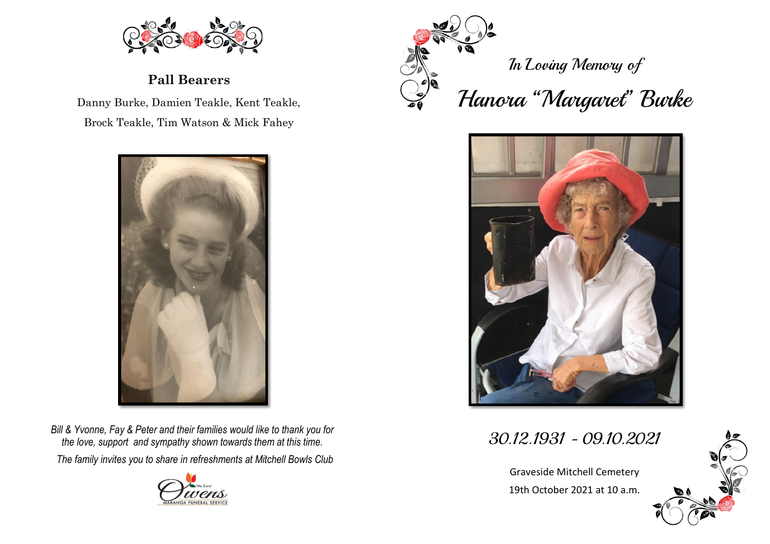## Pall Bearers

Danny Burke, Damien Teakle, Kent Teakle,
Brock Teakle, Tim Watson & Mick Fahey

*Bill & Yvonne, Fay & Peter and their families would like to thank you for the love, support and sympathy shown towards them at this time.*

*The family invites you to share in refreshments at Mitchell Bowls Club*

'We Care' Owens MARANOA FUNERAL SERVICE

*In Loving Memory of*

# *Hanora "Margaret" Burke*

*30.12.1931 - 09.10.2021*

Graveside Mitchell Cemetery
19th October 2021 at 10 a.m.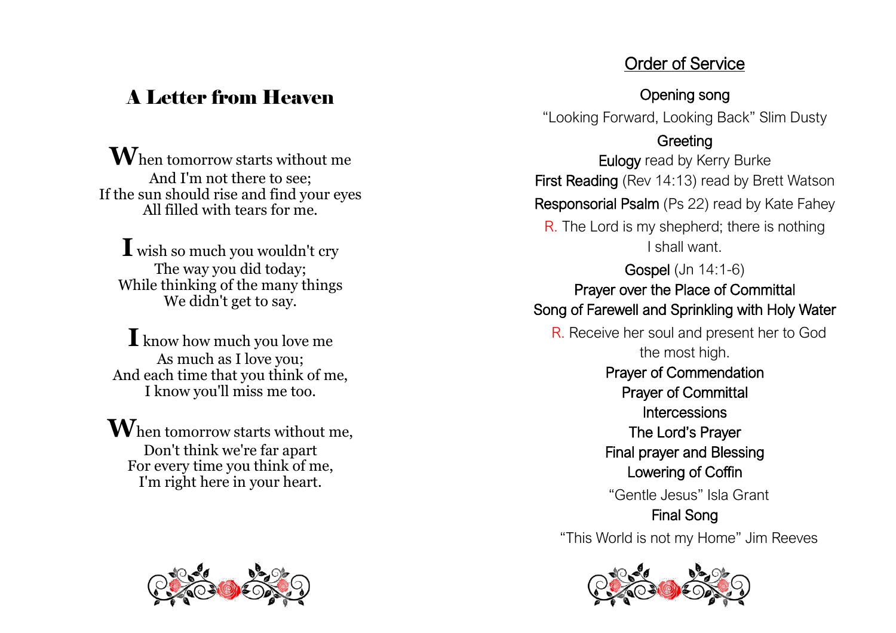# A Letter from Heaven

When tomorrow starts without me
And I'm not there to see;
If the sun should rise and find your eyes
All filled with tears for me.

I wish so much you wouldn't cry
The way you did today;
While thinking of the many things
We didn't get to say.

I know how much you love me
As much as I love you;
And each time that you think of me,
I know you'll miss me too.

When tomorrow starts without me,
Don't think we're far apart
For every time you think of me,
I'm right here in your heart.

## Order of Service

Opening song
"Looking Forward, Looking Back" Slim Dusty

Greeting

Eulogy read by Kerry Burke

First Reading (Rev 14:13) read by Brett Watson

Responsorial Psalm (Ps 22) read by Kate Fahey

R. The Lord is my shepherd; there is nothing I shall want.

Gospel (Jn 14:1-6)

Prayer over the Place of Committal

Song of Farewell and Sprinkling with Holy Water

R. Receive her soul and present her to God the most high.

Prayer of Commendation

Prayer of Committal

Intercessions

The Lord's Prayer

Final prayer and Blessing

Lowering of Coffin
"Gentle Jesus" Isla Grant

Final Song
"This World is not my Home" Jim Reeves